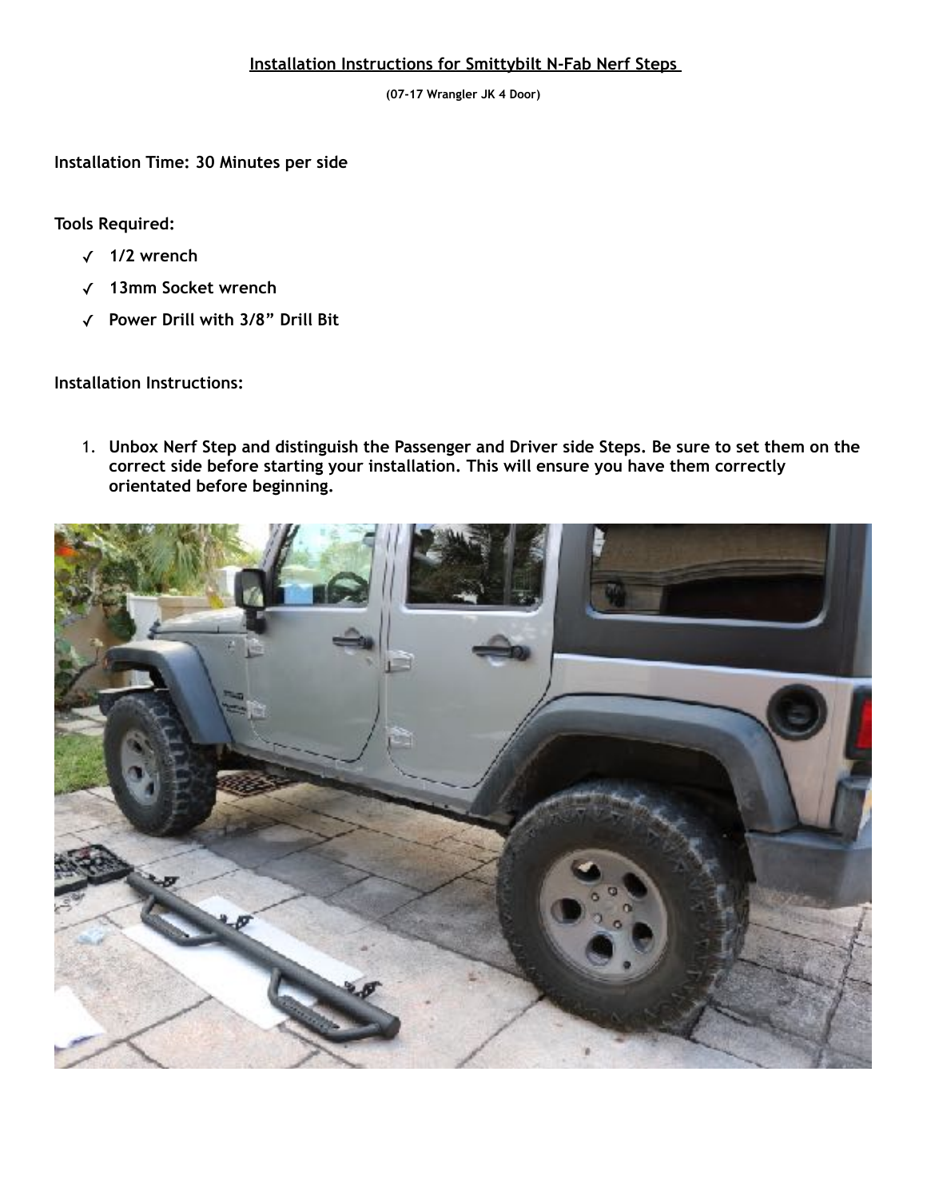**Installation Instructions for Smittybilt N-Fab Nerf Steps**

**(07-17 Wrangler JK 4 Door)**

**Installation Time: 30 Minutes per side**

**Tools Required:**

- ✓ **1/2 wrench**
- ✓ **13mm Socket wrench**
- ✓ **Power Drill with 3/8" Drill Bit**

**Installation Instructions:**

1. **Unbox Nerf Step and distinguish the Passenger and Driver side Steps. Be sure to set them on the correct side before starting your installation. This will ensure you have them correctly orientated before beginning.**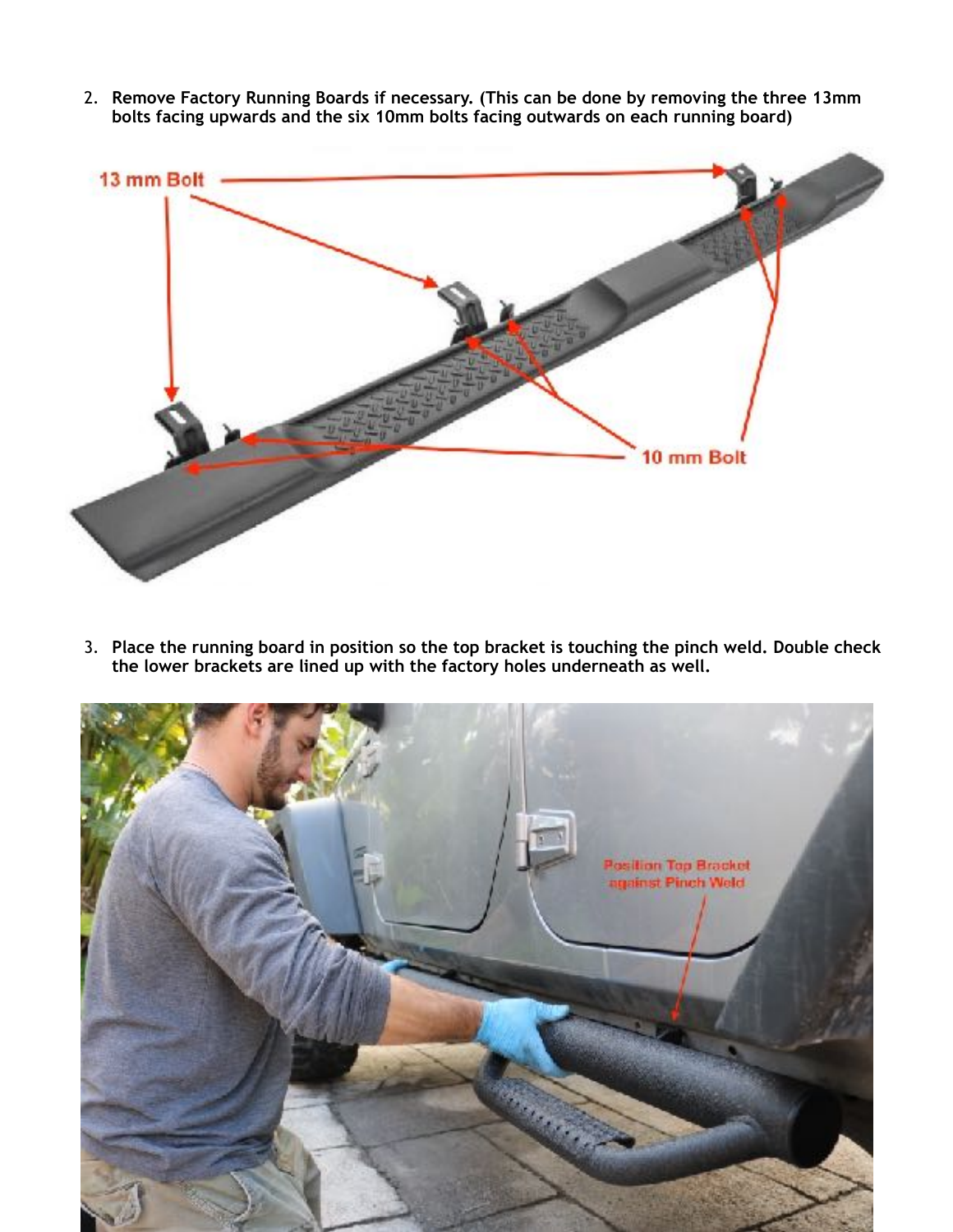2. **Remove Factory Running Boards if necessary. (This can be done by removing the three 13mm bolts facing upwards and the six 10mm bolts facing outwards on each running board)**

3. **Place the running board in position so the top bracket is touching the pinch weld. Double check the lower brackets are lined up with the factory holes underneath as well.**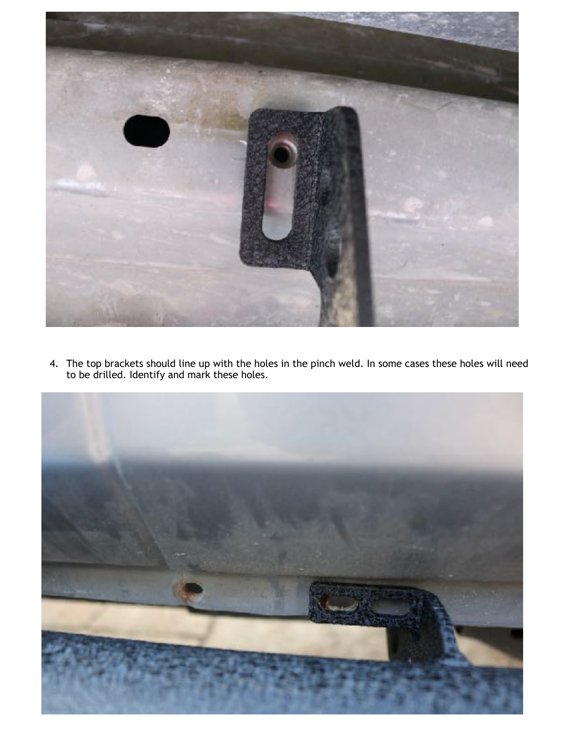4. The top brackets should line up with the holes in the pinch weld. In some cases these holes will need to be drilled. Identify and mark these holes.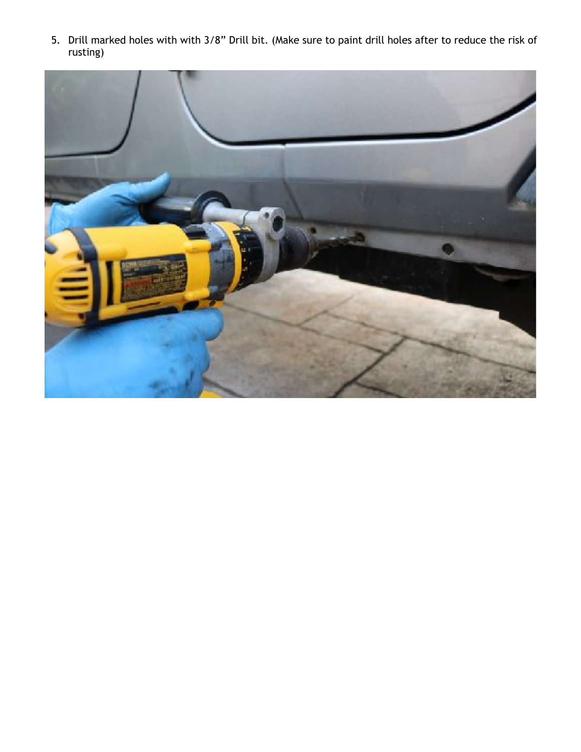5. Drill marked holes with with 3/8” Drill bit. (Make sure to paint drill holes after to reduce the risk of rusting)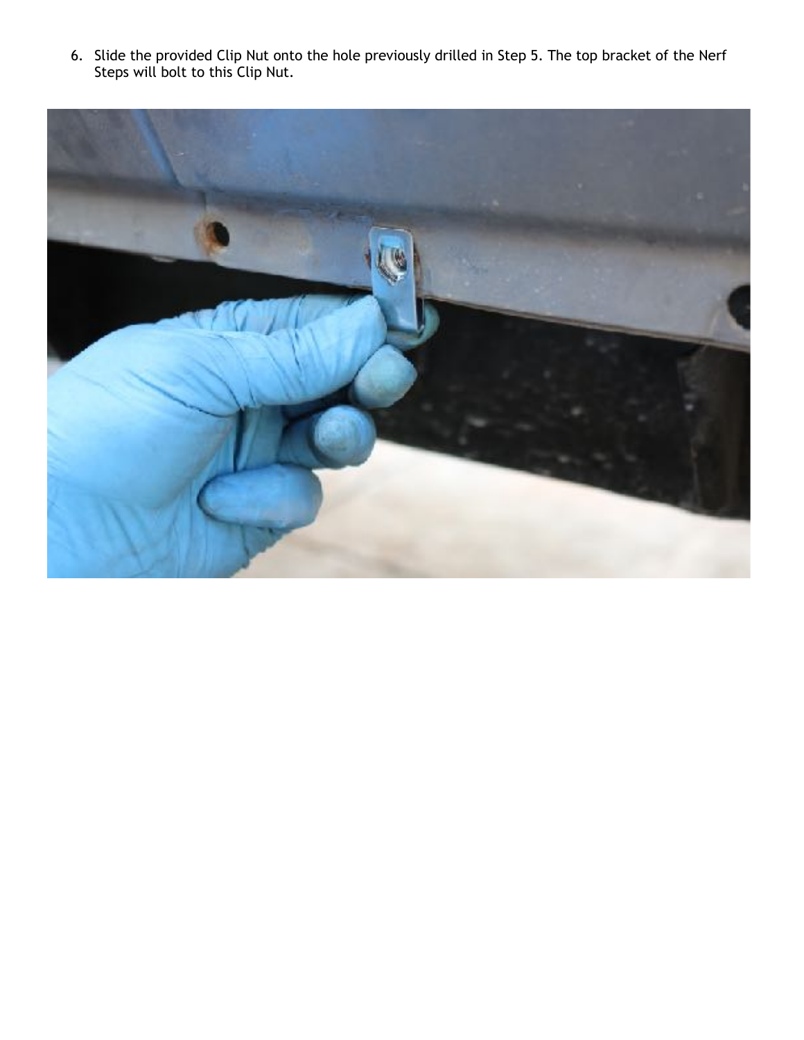6. Slide the provided Clip Nut onto the hole previously drilled in Step 5. The top bracket of the Nerf Steps will bolt to this Clip Nut.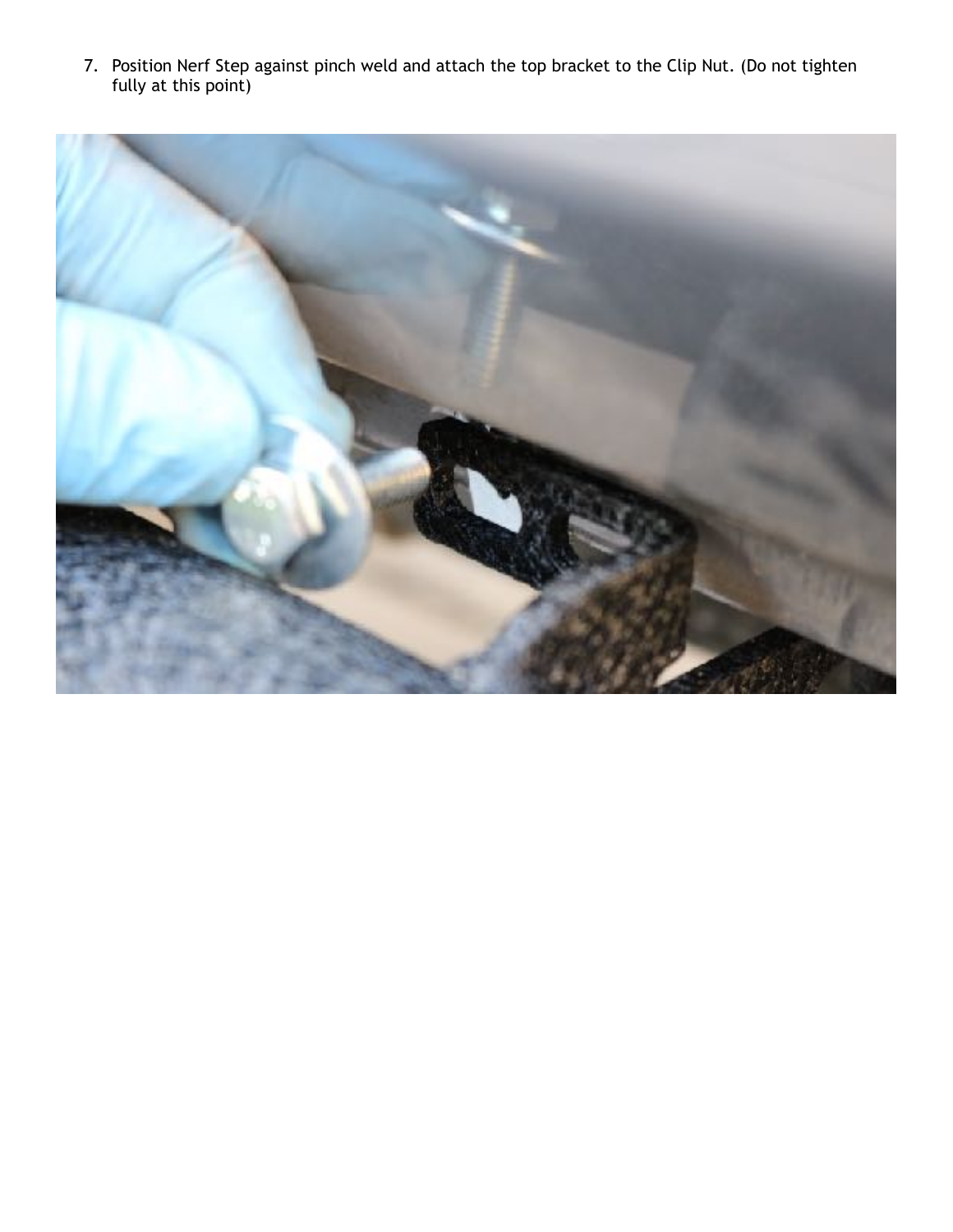7. Position Nerf Step against pinch weld and attach the top bracket to the Clip Nut. (Do not tighten fully at this point)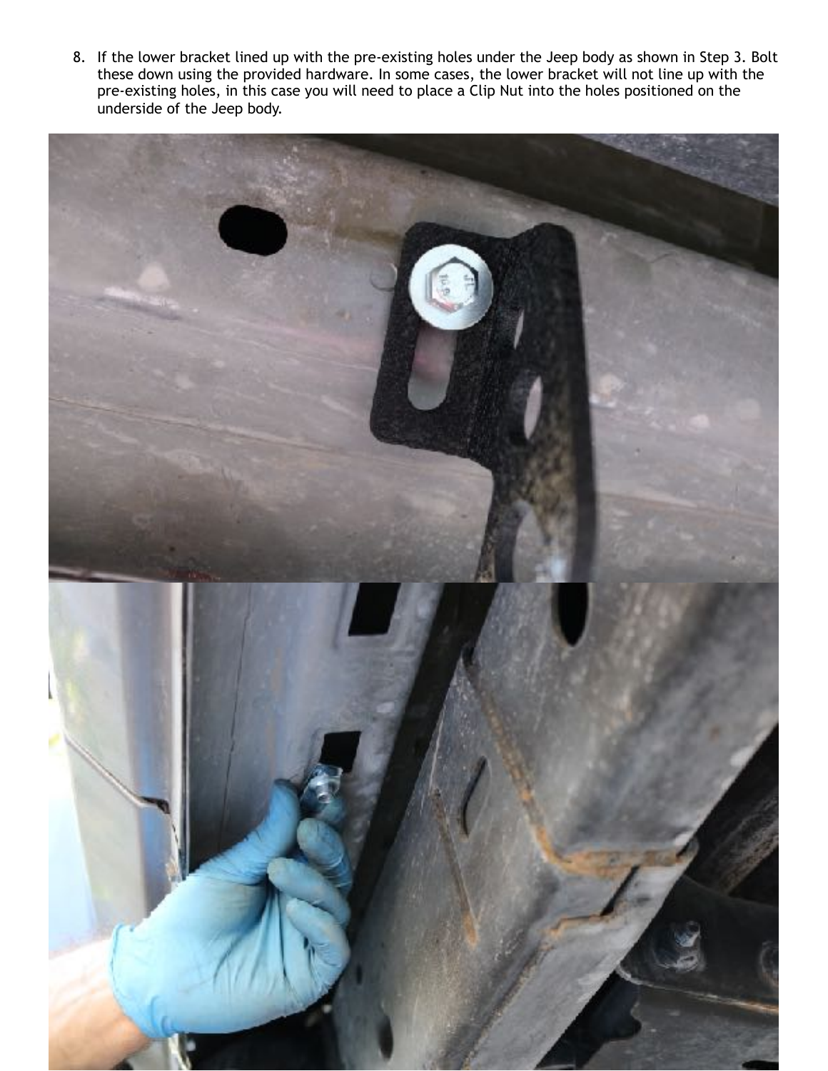8. If the lower bracket lined up with the pre-existing holes under the Jeep body as shown in Step 3. Bolt these down using the provided hardware. In some cases, the lower bracket will not line up with the pre-existing holes, in this case you will need to place a Clip Nut into the holes positioned on the underside of the Jeep body.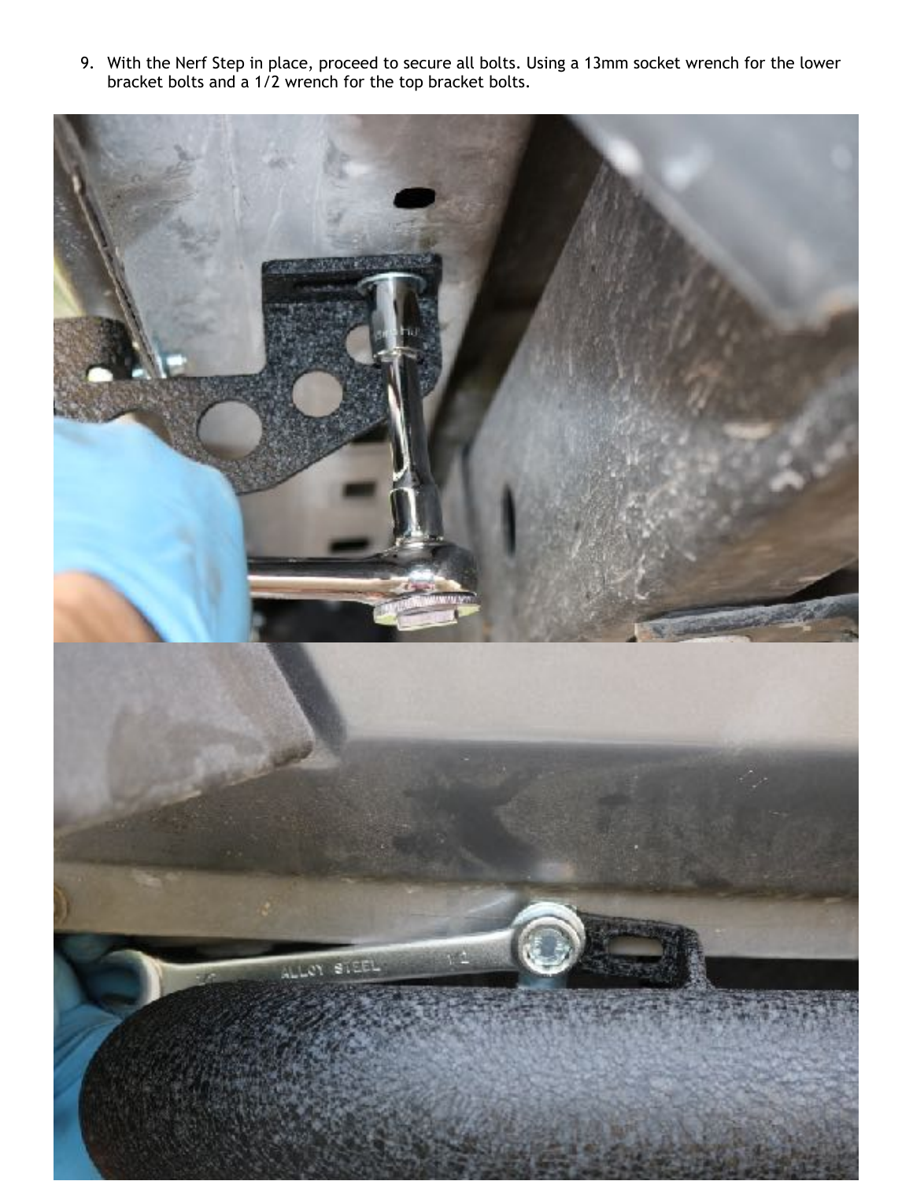9. With the Nerf Step in place, proceed to secure all bolts. Using a 13mm socket wrench for the lower bracket bolts and a 1/2 wrench for the top bracket bolts.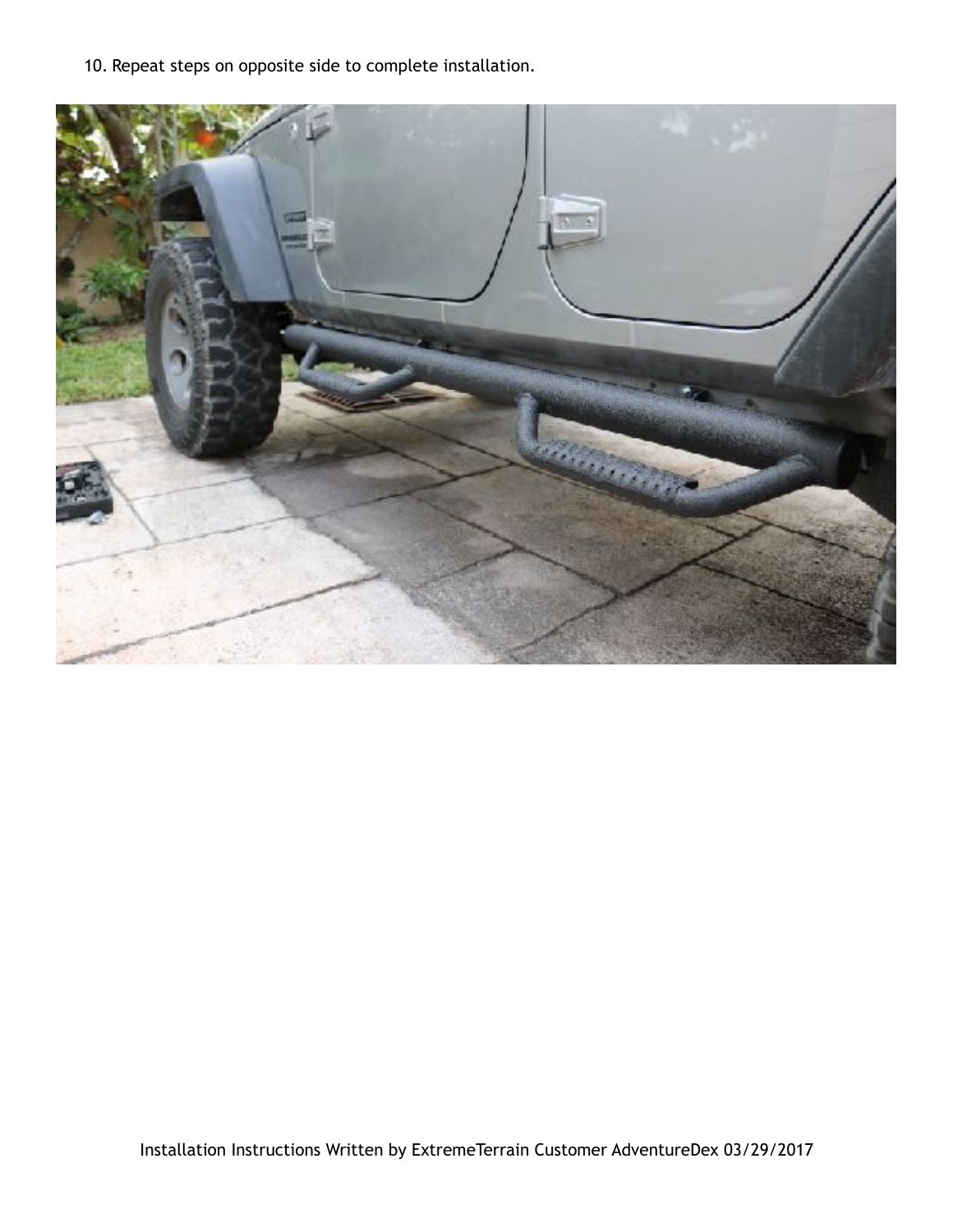10. Repeat steps on opposite side to complete installation.

Installation Instructions Written by ExtremeTerrain Customer AdventureDex 03/29/2017